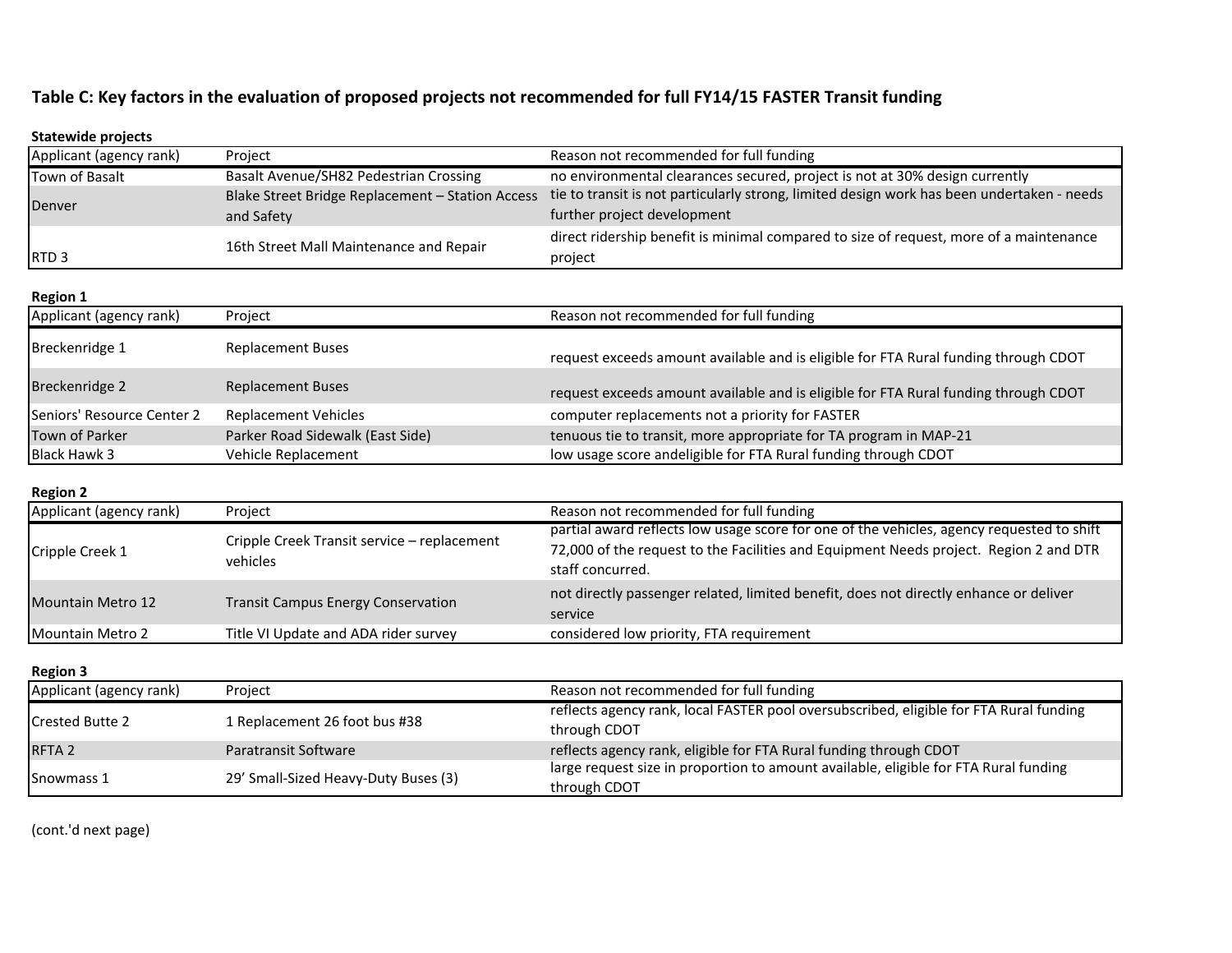**Table C: Key factors in the evaluation of proposed projects not recommended for full FY14/15 FASTER Transit funding**

**Statewide projects**

| Applicant (agency rank) | Project | Reason not recommended for full funding |
| --- | --- | --- |
| Town of Basalt | Basalt Avenue/SH82 Pedestrian Crossing | no environmental clearances secured, project is not at 30% design currently |
| Denver | Blake Street Bridge Replacement – Station Access and Safety | tie to transit is not particularly strong, limited design work has been undertaken - needs further project development |
| RTD 3 | 16th Street Mall Maintenance and Repair | direct ridership benefit is minimal compared to size of request, more of a maintenance project |

**Region 1**

| Applicant (agency rank) | Project | Reason not recommended for full funding |
| --- | --- | --- |
| Breckenridge 1 | Replacement Buses | request exceeds amount available and is eligible for FTA Rural funding through CDOT |
| Breckenridge 2 | Replacement Buses | request exceeds amount available and is eligible for FTA Rural funding through CDOT |
| Seniors' Resource Center 2 | Replacement Vehicles | computer replacements not a priority for FASTER |
| Town of Parker | Parker Road Sidewalk (East Side) | tenuous tie to transit, more appropriate for TA program in MAP-21 |
| Black Hawk 3 | Vehicle Replacement | low usage score andeligible for FTA Rural funding through CDOT |

**Region 2**

| Applicant (agency rank) | Project | Reason not recommended for full funding |
| --- | --- | --- |
| Cripple Creek 1 | Cripple Creek Transit service – replacement vehicles | partial award reflects low usage score for one of the vehicles, agency requested to shift 72,000 of the request to the Facilities and Equipment Needs project. Region 2 and DTR staff concurred. |
| Mountain Metro 12 | Transit Campus Energy Conservation | not directly passenger related, limited benefit, does not directly enhance or deliver service |
| Mountain Metro 2 | Title VI Update and ADA rider survey | considered low priority, FTA requirement |

**Region 3**

| Applicant (agency rank) | Project | Reason not recommended for full funding |
| --- | --- | --- |
| Crested Butte 2 | 1 Replacement 26 foot bus #38 | reflects agency rank, local FASTER pool oversubscribed, eligible for FTA Rural funding through CDOT |
| RFTA 2 | Paratransit Software | reflects agency rank, eligible for FTA Rural funding through CDOT |
| Snowmass 1 | 29' Small-Sized Heavy-Duty Buses (3) | large request size in proportion to amount available, eligible for FTA Rural funding through CDOT |

(cont.'d next page)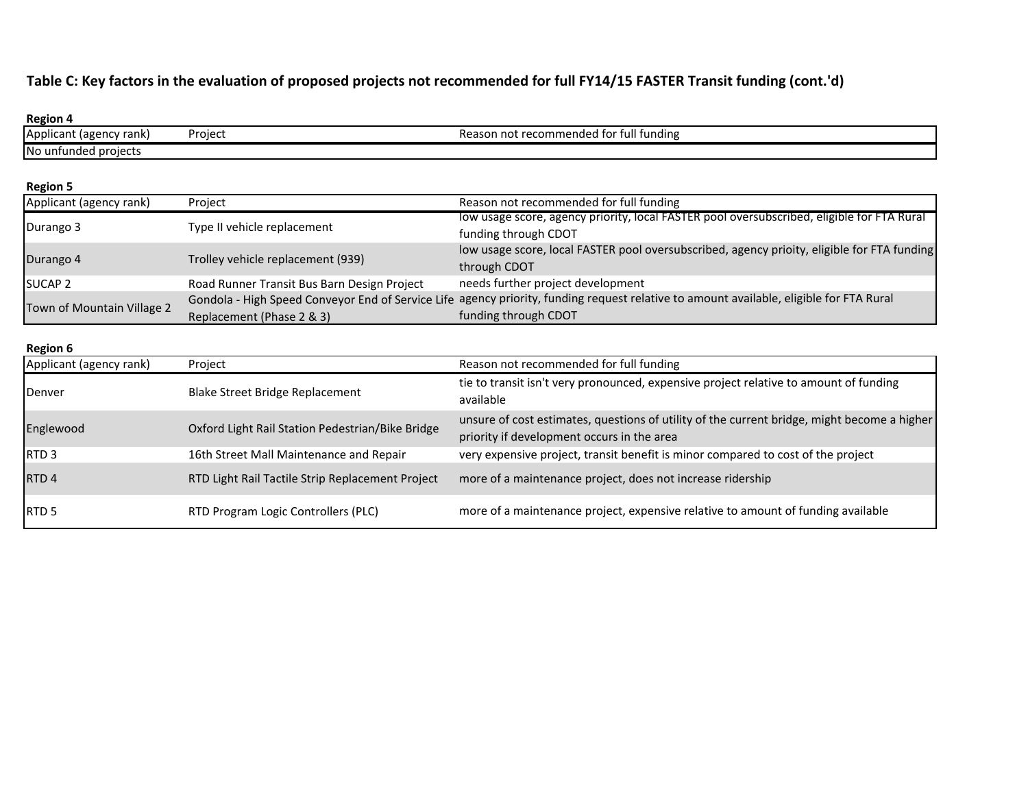## Table C: Key factors in the evaluation of proposed projects not recommended for full FY14/15 FASTER Transit funding (cont.'d)

**Region 4**

| Applicant (agency rank) | Project | Reason not recommended for full funding |
|---|---|---|
| No unfunded projects | | |

**Region 5**

| Applicant (agency rank) | Project | Reason not recommended for full funding |
|---|---|---|
| Durango 3 | Type II vehicle replacement | low usage score, agency priority, local FASTER pool oversubscribed, eligible for FTA Rural funding through CDOT |
| Durango 4 | Trolley vehicle replacement (939) | low usage score, local FASTER pool oversubscribed, agency prioity, eligible for FTA funding through CDOT |
| SUCAP 2 | Road Runner Transit Bus Barn Design Project | needs further project development |
| Town of Mountain Village 2 | Gondola - High Speed Conveyor End of Service Life Replacement (Phase 2 & 3) | agency priority, funding request relative to amount available, eligible for FTA Rural funding through CDOT |

**Region 6**

| Applicant (agency rank) | Project | Reason not recommended for full funding |
|---|---|---|
| Denver | Blake Street Bridge Replacement | tie to transit isn't very pronounced, expensive project relative to amount of funding available |
| Englewood | Oxford Light Rail Station Pedestrian/Bike Bridge | unsure of cost estimates, questions of utility of the current bridge, might become a higher priority if development occurs in the area |
| RTD 3 | 16th Street Mall Maintenance and Repair | very expensive project, transit benefit is minor compared to cost of the project |
| RTD 4 | RTD Light Rail Tactile Strip Replacement Project | more of a maintenance project, does not increase ridership |
| RTD 5 | RTD Program Logic Controllers (PLC) | more of a maintenance project, expensive relative to amount of funding available |